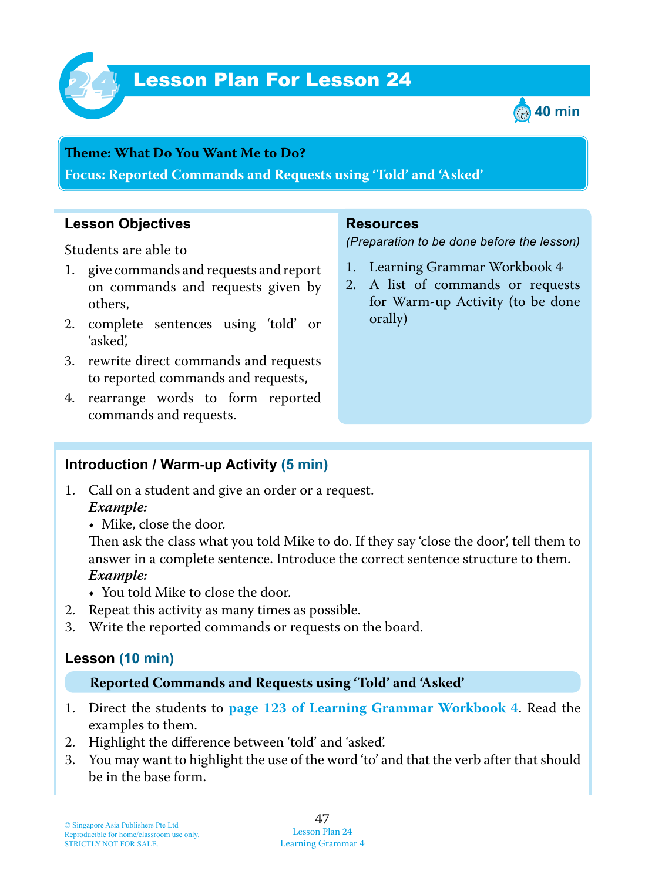# Lesson Plan For Lesson 24

40 min

**Theme: What Do You Want Me to Do?**

**Focus: Reported Commands and Requests using 'Told' and 'Asked'**

## Lesson Objectives

Students are able to

1. give commands and requests and report on commands and requests given by others,
2. complete sentences using 'told' or 'asked',
3. rewrite direct commands and requests to reported commands and requests,
4. rearrange words to form reported commands and requests.

## Resources

*(Preparation to be done before the lesson)*

1. Learning Grammar Workbook 4
2. A list of commands or requests for Warm-up Activity (to be done orally)

## Introduction / Warm-up Activity (5 min)

1. Call on a student and give an order or a request.
   ***Example:***
   - Mike, close the door.

   Then ask the class what you told Mike to do. If they say 'close the door', tell them to answer in a complete sentence. Introduce the correct sentence structure to them.
   ***Example:***
   - You told Mike to close the door.
2. Repeat this activity as many times as possible.
3. Write the reported commands or requests on the board.

## Lesson (10 min)

**Reported Commands and Requests using 'Told' and 'Asked'**

1. Direct the students to **page 123 of Learning Grammar Workbook 4**. Read the examples to them.
2. Highlight the difference between 'told' and 'asked'.
3. You may want to highlight the use of the word 'to' and that the verb after that should be in the base form.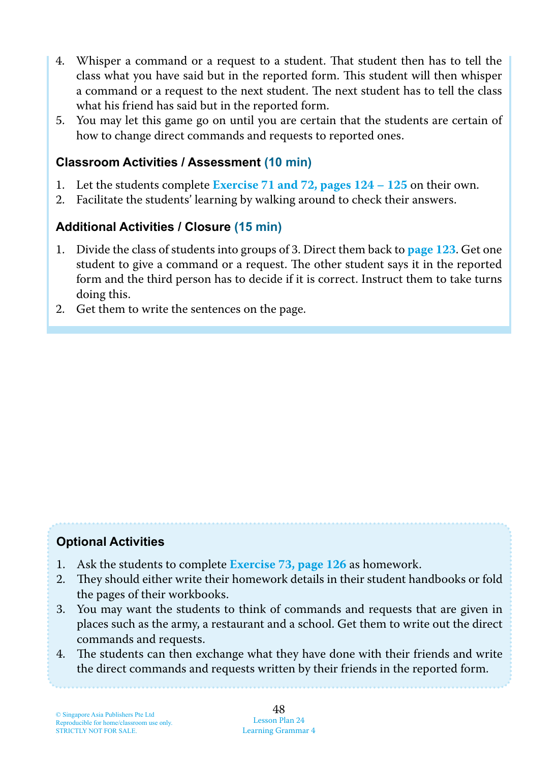4. Whisper a command or a request to a student. That student then has to tell the class what you have said but in the reported form. This student will then whisper a command or a request to the next student. The next student has to tell the class what his friend has said but in the reported form.
5. You may let this game go on until you are certain that the students are certain of how to change direct commands and requests to reported ones.

### Classroom Activities / Assessment (10 min)

1. Let the students complete **Exercise 71 and 72, pages 124 – 125** on their own.
2. Facilitate the students' learning by walking around to check their answers.

### Additional Activities / Closure (15 min)

1. Divide the class of students into groups of 3. Direct them back to **page 123**. Get one student to give a command or a request. The other student says it in the reported form and the third person has to decide if it is correct. Instruct them to take turns doing this.
2. Get them to write the sentences on the page.

### Optional Activities

1. Ask the students to complete **Exercise 73, page 126** as homework.
2. They should either write their homework details in their student handbooks or fold the pages of their workbooks.
3. You may want the students to think of commands and requests that are given in places such as the army, a restaurant and a school. Get them to write out the direct commands and requests.
4. The students can then exchange what they have done with their friends and write the direct commands and requests written by their friends in the reported form.